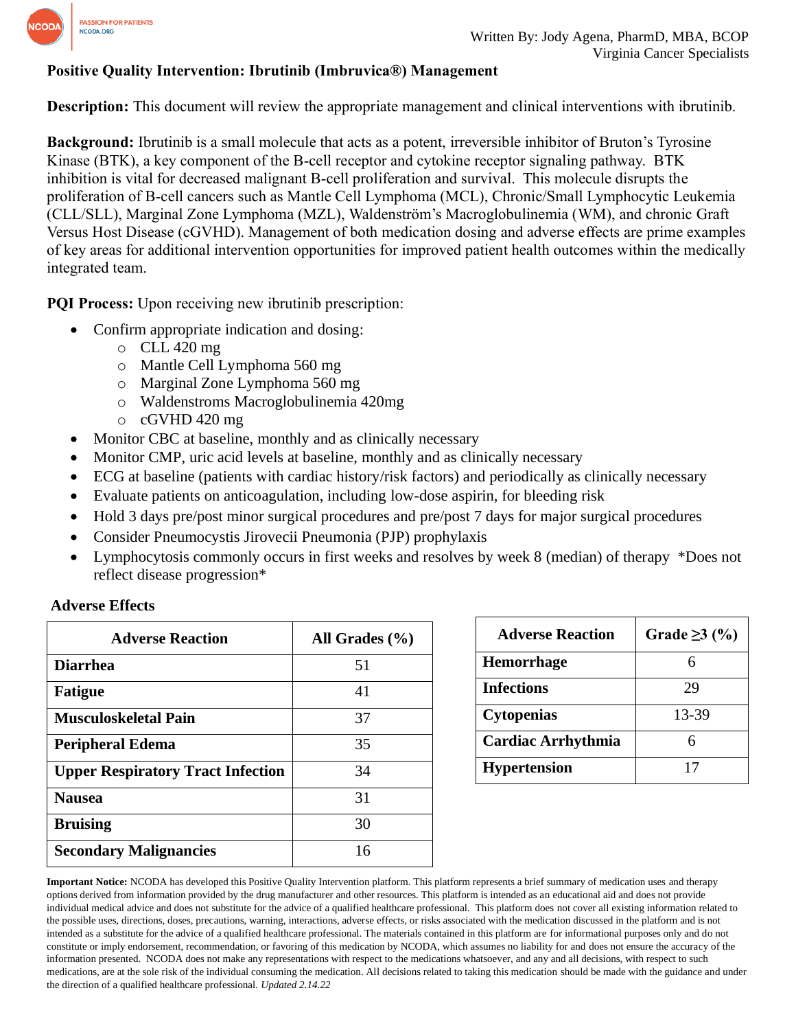Written By: Jody Agena, PharmD, MBA, BCOP
Virginia Cancer Specialists

# Positive Quality Intervention: Ibrutinib (Imbruvica®) Management

**Description:** This document will review the appropriate management and clinical interventions with ibrutinib.

**Background:** Ibrutinib is a small molecule that acts as a potent, irreversible inhibitor of Bruton's Tyrosine Kinase (BTK), a key component of the B-cell receptor and cytokine receptor signaling pathway. BTK inhibition is vital for decreased malignant B-cell proliferation and survival. This molecule disrupts the proliferation of B-cell cancers such as Mantle Cell Lymphoma (MCL), Chronic/Small Lymphocytic Leukemia (CLL/SLL), Marginal Zone Lymphoma (MZL), Waldenström's Macroglobulinemia (WM), and chronic Graft Versus Host Disease (cGVHD). Management of both medication dosing and adverse effects are prime examples of key areas for additional intervention opportunities for improved patient health outcomes within the medically integrated team.

**PQI Process:** Upon receiving new ibrutinib prescription:

- Confirm appropriate indication and dosing:
  - CLL 420 mg
  - Mantle Cell Lymphoma 560 mg
  - Marginal Zone Lymphoma 560 mg
  - Waldenstroms Macroglobulinemia 420mg
  - cGVHD 420 mg
- Monitor CBC at baseline, monthly and as clinically necessary
- Monitor CMP, uric acid levels at baseline, monthly and as clinically necessary
- ECG at baseline (patients with cardiac history/risk factors) and periodically as clinically necessary
- Evaluate patients on anticoagulation, including low-dose aspirin, for bleeding risk
- Hold 3 days pre/post minor surgical procedures and pre/post 7 days for major surgical procedures
- Consider Pneumocystis Jirovecii Pneumonia (PJP) prophylaxis
- Lymphocytosis commonly occurs in first weeks and resolves by week 8 (median) of therapy *Does not reflect disease progression*

**Adverse Effects**

| Adverse Reaction | All Grades (%) |
|---|---|
| **Diarrhea** | 51 |
| **Fatigue** | 41 |
| **Musculoskeletal Pain** | 37 |
| **Peripheral Edema** | 35 |
| **Upper Respiratory Tract Infection** | 34 |
| **Nausea** | 31 |
| **Bruising** | 30 |
| **Secondary Malignancies** | 16 |

| Adverse Reaction | Grade ≥3 (%) |
|---|---|
| **Hemorrhage** | 6 |
| **Infections** | 29 |
| **Cytopenias** | 13-39 |
| **Cardiac Arrhythmia** | 6 |
| **Hypertension** | 17 |

**Important Notice:** NCODA has developed this Positive Quality Intervention platform. This platform represents a brief summary of medication uses and therapy options derived from information provided by the drug manufacturer and other resources. This platform is intended as an educational aid and does not provide individual medical advice and does not substitute for the advice of a qualified healthcare professional. This platform does not cover all existing information related to the possible uses, directions, doses, precautions, warning, interactions, adverse effects, or risks associated with the medication discussed in the platform and is not intended as a substitute for the advice of a qualified healthcare professional. The materials contained in this platform are for informational purposes only and do not constitute or imply endorsement, recommendation, or favoring of this medication by NCODA, which assumes no liability for and does not ensure the accuracy of the information presented. NCODA does not make any representations with respect to the medications whatsoever, and any and all decisions, with respect to such medications, are at the sole risk of the individual consuming the medication. All decisions related to taking this medication should be made with the guidance and under the direction of a qualified healthcare professional. *Updated 2.14.22*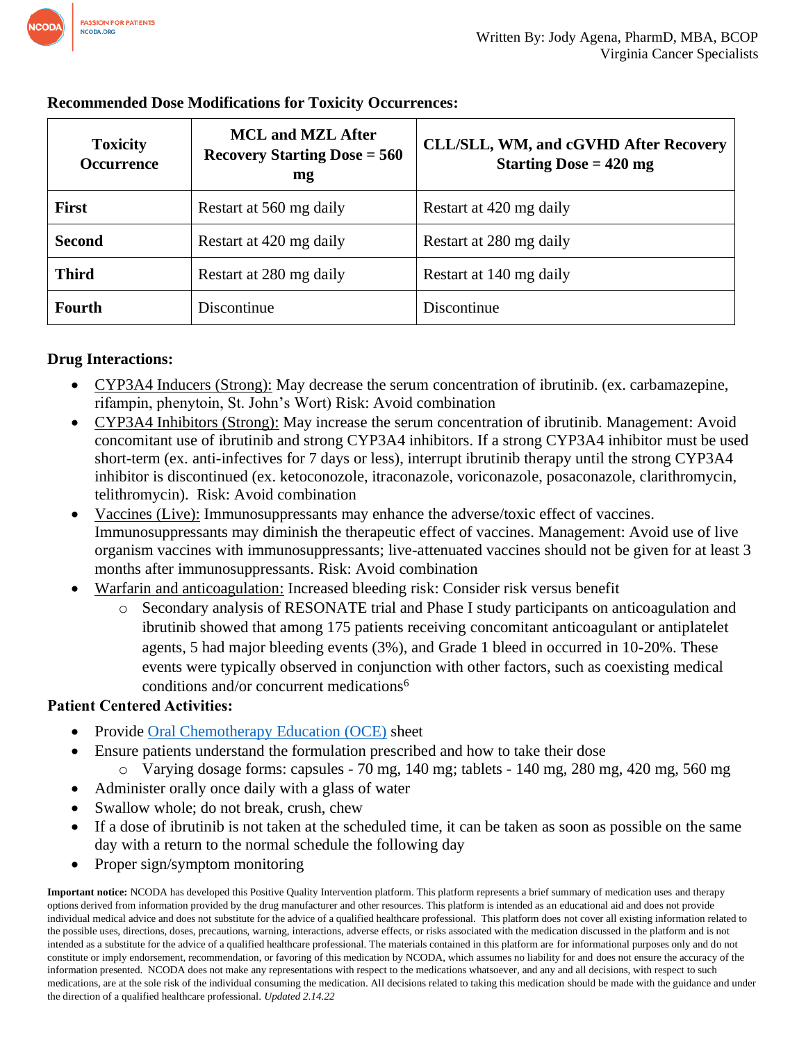**Recommended Dose Modifications for Toxicity Occurrences:**

| Toxicity Occurrence | MCL and MZL After Recovery Starting Dose = 560 mg | CLL/SLL, WM, and cGVHD After Recovery Starting Dose = 420 mg |
|---|---|---|
| **First** | Restart at 560 mg daily | Restart at 420 mg daily |
| **Second** | Restart at 420 mg daily | Restart at 280 mg daily |
| **Third** | Restart at 280 mg daily | Restart at 140 mg daily |
| **Fourth** | Discontinue | Discontinue |

**Drug Interactions:**

- CYP3A4 Inducers (Strong): May decrease the serum concentration of ibrutinib. (ex. carbamazepine, rifampin, phenytoin, St. John's Wort) Risk: Avoid combination
- CYP3A4 Inhibitors (Strong): May increase the serum concentration of ibrutinib. Management: Avoid concomitant use of ibrutinib and strong CYP3A4 inhibitors. If a strong CYP3A4 inhibitor must be used short-term (ex. anti-infectives for 7 days or less), interrupt ibrutinib therapy until the strong CYP3A4 inhibitor is discontinued (ex. ketoconozole, itraconazole, voriconazole, posaconazole, clarithromycin, telithromycin). Risk: Avoid combination
- Vaccines (Live): Immunosuppressants may enhance the adverse/toxic effect of vaccines. Immunosuppressants may diminish the therapeutic effect of vaccines. Management: Avoid use of live organism vaccines with immunosuppressants; live-attenuated vaccines should not be given for at least 3 months after immunosuppressants. Risk: Avoid combination
- Warfarin and anticoagulation: Increased bleeding risk: Consider risk versus benefit
  - Secondary analysis of RESONATE trial and Phase I study participants on anticoagulation and ibrutinib showed that among 175 patients receiving concomitant anticoagulant or antiplatelet agents, 5 had major bleeding events (3%), and Grade 1 bleed in occurred in 10-20%. These events were typically observed in conjunction with other factors, such as coexisting medical conditions and/or concurrent medications[6]

**Patient Centered Activities:**

- Provide Oral Chemotherapy Education (OCE) sheet
- Ensure patients understand the formulation prescribed and how to take their dose
  - Varying dosage forms: capsules - 70 mg, 140 mg; tablets - 140 mg, 280 mg, 420 mg, 560 mg
- Administer orally once daily with a glass of water
- Swallow whole; do not break, crush, chew
- If a dose of ibrutinib is not taken at the scheduled time, it can be taken as soon as possible on the same day with a return to the normal schedule the following day
- Proper sign/symptom monitoring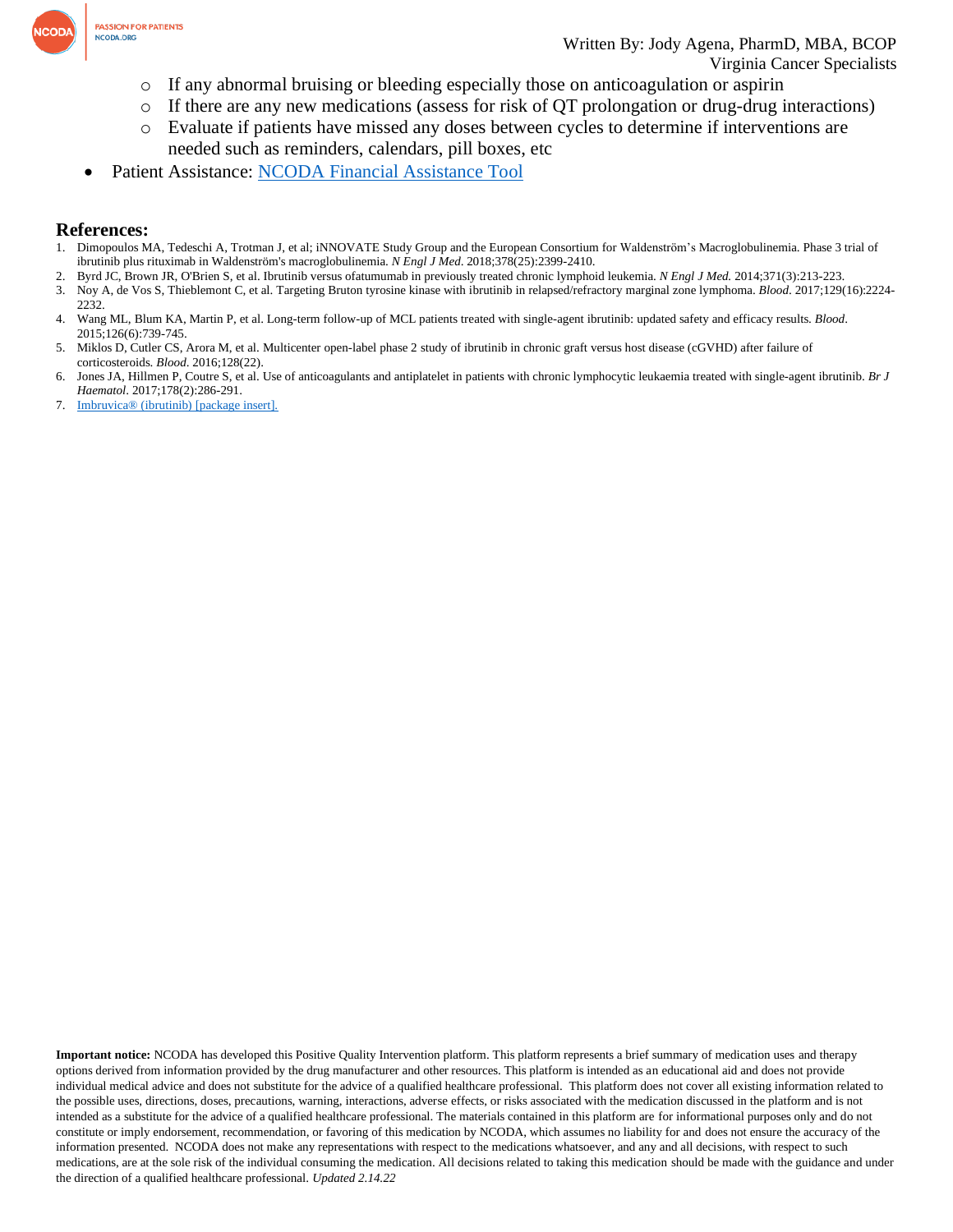- If any abnormal bruising or bleeding especially those on anticoagulation or aspirin
- If there are any new medications (assess for risk of QT prolongation or drug-drug interactions)
- Evaluate if patients have missed any doses between cycles to determine if interventions are needed such as reminders, calendars, pill boxes, etc

- Patient Assistance: [NCODA Financial Assistance Tool]

## References:

1. Dimopoulos MA, Tedeschi A, Trotman J, et al; iNNOVATE Study Group and the European Consortium for Waldenström's Macroglobulinemia. Phase 3 trial of ibrutinib plus rituximab in Waldenström's macroglobulinemia. *N Engl J Med*. 2018;378(25):2399-2410.
2. Byrd JC, Brown JR, O'Brien S, et al. Ibrutinib versus ofatumumab in previously treated chronic lymphoid leukemia. *N Engl J Med.* 2014;371(3):213-223.
3. Noy A, de Vos S, Thieblemont C, et al. Targeting Bruton tyrosine kinase with ibrutinib in relapsed/refractory marginal zone lymphoma. *Blood*. 2017;129(16):2224-2232.
4. Wang ML, Blum KA, Martin P, et al. Long-term follow-up of MCL patients treated with single-agent ibrutinib: updated safety and efficacy results. *Blood*. 2015;126(6):739-745.
5. Miklos D, Cutler CS, Arora M, et al. Multicenter open-label phase 2 study of ibrutinib in chronic graft versus host disease (cGVHD) after failure of corticosteroids. *Blood*. 2016;128(22).
6. Jones JA, Hillmen P, Coutre S, et al. Use of anticoagulants and antiplatelet in patients with chronic lymphocytic leukaemia treated with single-agent ibrutinib. *Br J Haematol*. 2017;178(2):286-291.
7. Imbruvica® (ibrutinib) [package insert].

**Important notice:** NCODA has developed this Positive Quality Intervention platform. This platform represents a brief summary of medication uses and therapy options derived from information provided by the drug manufacturer and other resources. This platform is intended as an educational aid and does not provide individual medical advice and does not substitute for the advice of a qualified healthcare professional. This platform does not cover all existing information related to the possible uses, directions, doses, precautions, warning, interactions, adverse effects, or risks associated with the medication discussed in the platform and is not intended as a substitute for the advice of a qualified healthcare professional. The materials contained in this platform are for informational purposes only and do not constitute or imply endorsement, recommendation, or favoring of this medication by NCODA, which assumes no liability for and does not ensure the accuracy of the information presented. NCODA does not make any representations with respect to the medications whatsoever, and any and all decisions, with respect to such medications, are at the sole risk of the individual consuming the medication. All decisions related to taking this medication should be made with the guidance and under the direction of a qualified healthcare professional. *Updated 2.14.22*